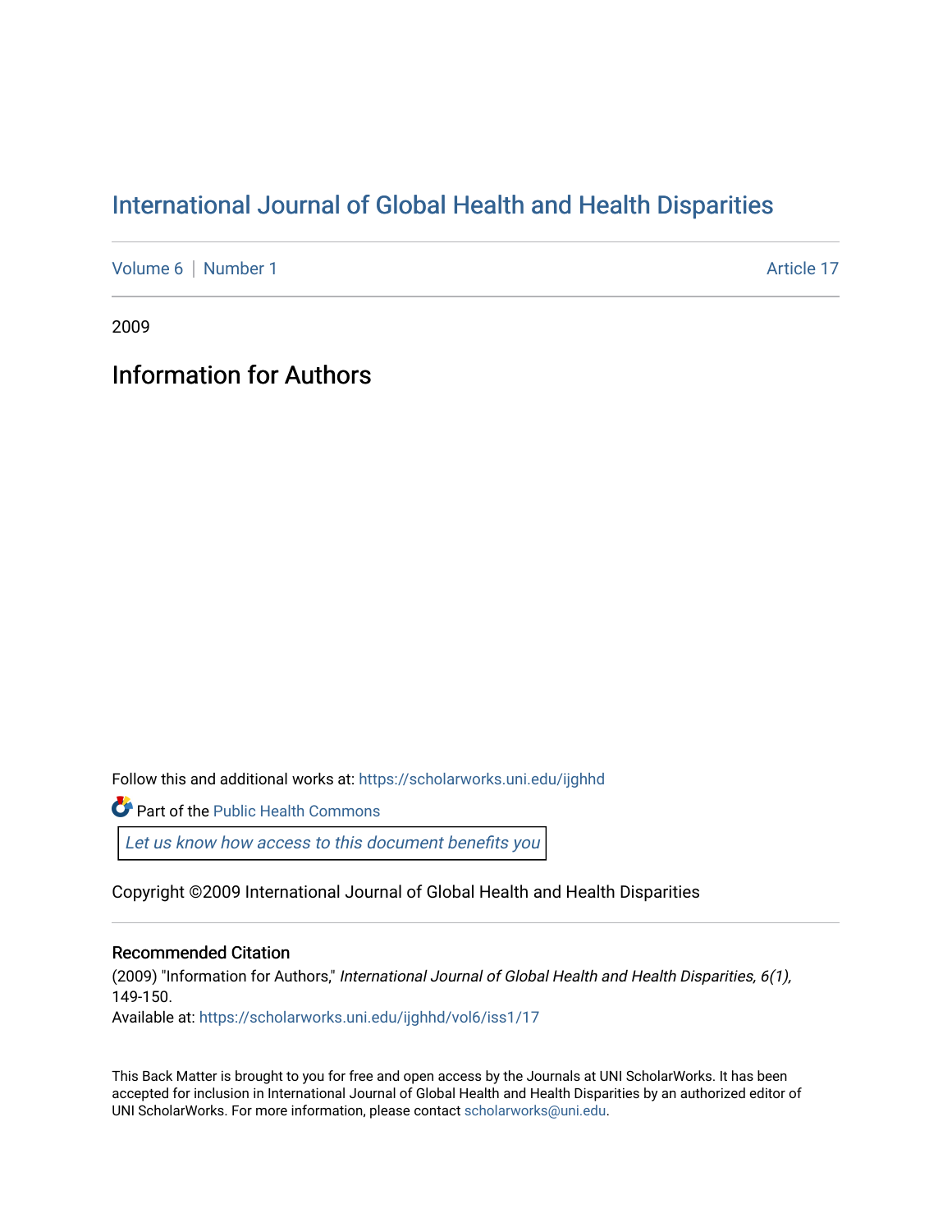# International Journal of Global Health and Health Disparities

Volume 6 | Number 1 | Article 17

2009

## Information for Authors

Follow this and additional works at: https://scholarworks.uni.edu/ijghhd

Part of the Public Health Commons

Let us know how access to this document benefits you

Copyright ©2009 International Journal of Global Health and Health Disparities

### Recommended Citation

(2009) "Information for Authors," *International Journal of Global Health and Health Disparities, 6(1),* 149-150.

Available at: https://scholarworks.uni.edu/ijghhd/vol6/iss1/17

This Back Matter is brought to you for free and open access by the Journals at UNI ScholarWorks. It has been accepted for inclusion in International Journal of Global Health and Health Disparities by an authorized editor of UNI ScholarWorks. For more information, please contact scholarworks@uni.edu.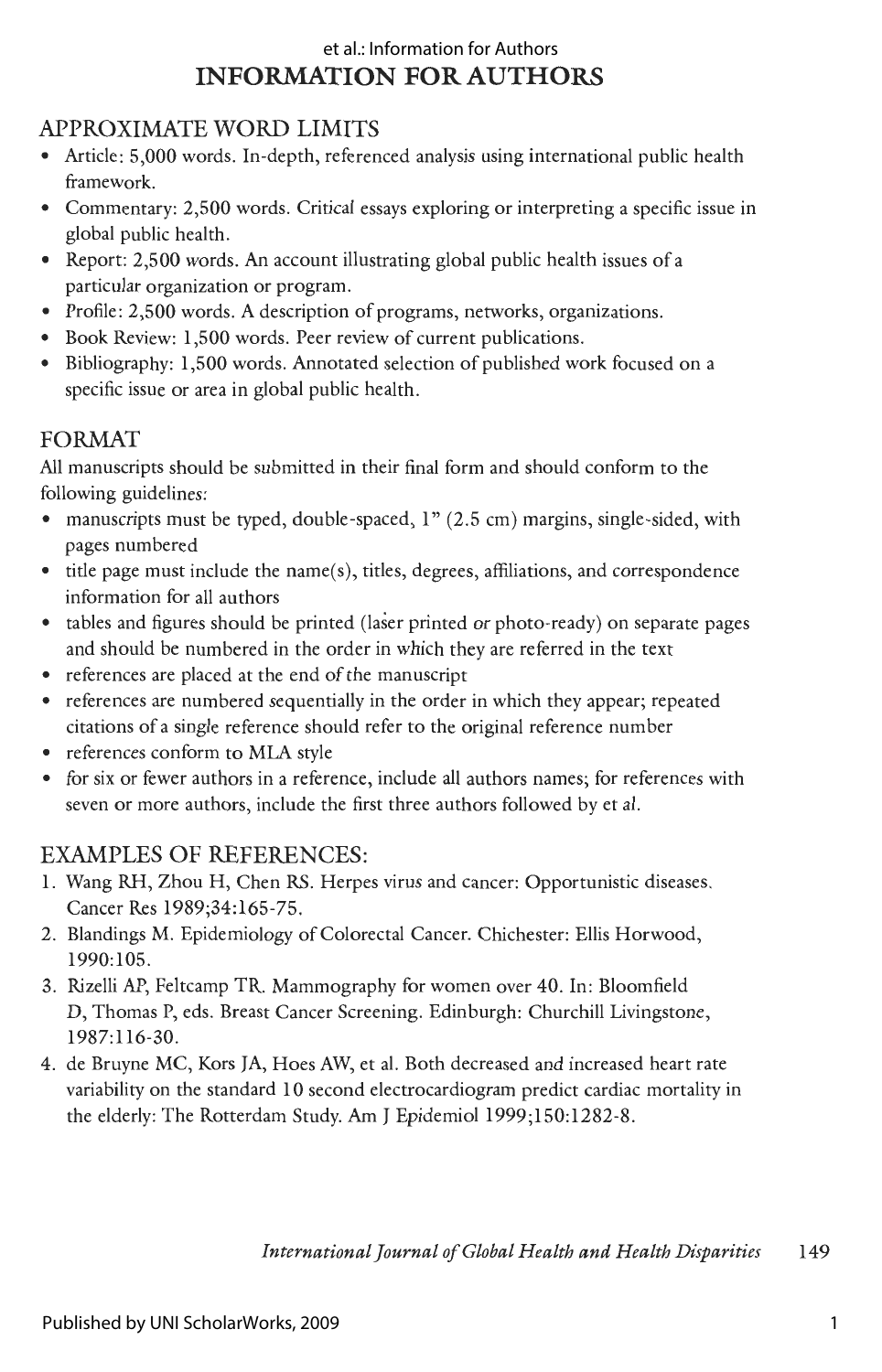# INFORMATION FOR AUTHORS

## APPROXIMATE WORD LIMITS

- Article: 5,000 words. In-depth, referenced analysis using international public health framework.
- Commentary: 2,500 words. Critical essays exploring or interpreting a specific issue in global public health.
- Report: 2,500 words. An account illustrating global public health issues of a particular organization or program.
- Profile: 2,500 words. A description of programs, networks, organizations.
- Book Review: 1,500 words. Peer review of current publications.
- Bibliography: 1,500 words. Annotated selection of published work focused on a specific issue or area in global public health.

## FORMAT

All manuscripts should be submitted in their final form and should conform to the following guidelines:

- manuscripts must be typed, double-spaced, 1" (2.5 cm) margins, single-sided, with pages numbered
- title page must include the name(s), titles, degrees, affiliations, and correspondence information for all authors
- tables and figures should be printed (laser printed or photo-ready) on separate pages and should be numbered in the order in which they are referred in the text
- references are placed at the end of the manuscript
- references are numbered sequentially in the order in which they appear; repeated citations of a single reference should refer to the original reference number
- references conform to MLA style
- for six or fewer authors in a reference, include all authors names; for references with seven or more authors, include the first three authors followed by et al.

## EXAMPLES OF REFERENCES:

1. Wang RH, Zhou H, Chen RS. Herpes virus and cancer: Opportunistic diseases. Cancer Res 1989;34:165-75.
2. Blandings M. Epidemiology of Colorectal Cancer. Chichester: Ellis Horwood, 1990:105.
3. Rizelli AP, Feltcamp TR. Mammography for women over 40. In: Bloomfield D, Thomas P, eds. Breast Cancer Screening. Edinburgh: Churchill Livingstone, 1987:116-30.
4. de Bruyne MC, Kors JA, Hoes AW, et al. Both decreased and increased heart rate variability on the standard 10 second electrocardiogram predict cardiac mortality in the elderly: The Rotterdam Study. Am J Epidemiol 1999;150:1282-8.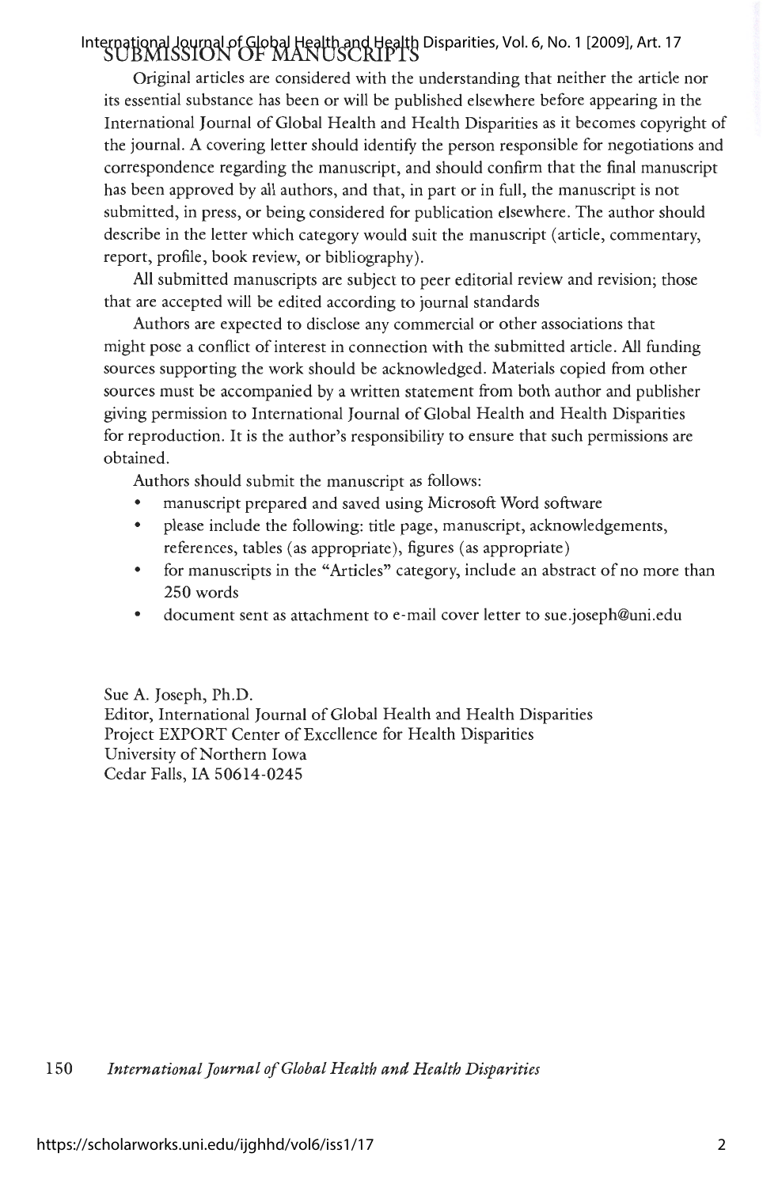# SUBMISSION OF MANUSCRIPTS

Original articles are considered with the understanding that neither the article nor its essential substance has been or will be published elsewhere before appearing in the International Journal of Global Health and Health Disparities as it becomes copyright of the journal. A covering letter should identify the person responsible for negotiations and correspondence regarding the manuscript, and should confirm that the final manuscript has been approved by all authors, and that, in part or in full, the manuscript is not submitted, in press, or being considered for publication elsewhere. The author should describe in the letter which category would suit the manuscript (article, commentary, report, profile, book review, or bibliography).

All submitted manuscripts are subject to peer editorial review and revision; those that are accepted will be edited according to journal standards

Authors are expected to disclose any commercial or other associations that might pose a conflict of interest in connection with the submitted article. All funding sources supporting the work should be acknowledged. Materials copied from other sources must be accompanied by a written statement from both author and publisher giving permission to International Journal of Global Health and Health Disparities for reproduction. It is the author's responsibility to ensure that such permissions are obtained.

Authors should submit the manuscript as follows:

- manuscript prepared and saved using Microsoft Word software
- please include the following: title page, manuscript, acknowledgements, references, tables (as appropriate), figures (as appropriate)
- for manuscripts in the "Articles" category, include an abstract of no more than 250 words
- document sent as attachment to e-mail cover letter to sue.joseph@uni.edu

Sue A. Joseph, Ph.D.
Editor, International Journal of Global Health and Health Disparities
Project EXPORT Center of Excellence for Health Disparities
University of Northern Iowa
Cedar Falls, IA 50614-0245